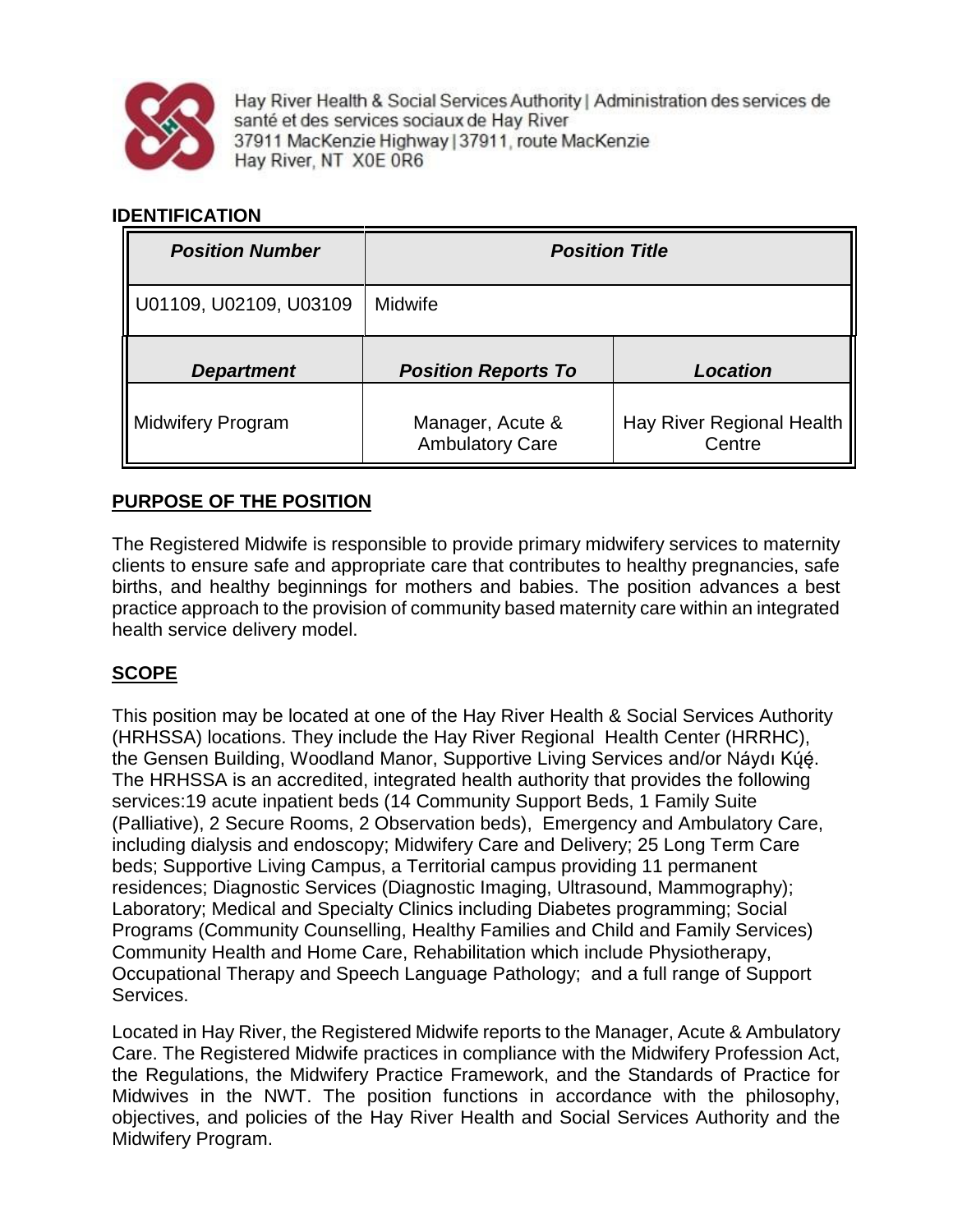Hay River Health & Social Services Authority | Administration des services de santé et des services sociaux de Hay River
37911 MacKenzie Highway | 37911, route MacKenzie
Hay River, NT X0E 0R6

## IDENTIFICATION

| *Position Number* | *Position Title* | |
|---|---|---|
| U01109, U02109, U03109 | Midwife | |
| ***Department*** | ***Position Reports To*** | ***Location*** |
| Midwifery Program | Manager, Acute & Ambulatory Care | Hay River Regional Health Centre |

## PURPOSE OF THE POSITION

The Registered Midwife is responsible to provide primary midwifery services to maternity clients to ensure safe and appropriate care that contributes to healthy pregnancies, safe births, and healthy beginnings for mothers and babies. The position advances a best practice approach to the provision of community based maternity care within an integrated health service delivery model.

## SCOPE

This position may be located at one of the Hay River Health & Social Services Authority (HRHSSA) locations. They include the Hay River Regional Health Center (HRRHC), the Gensen Building, Woodland Manor, Supportive Living Services and/or Náydı Kų́ę́. The HRHSSA is an accredited, integrated health authority that provides the following services:19 acute inpatient beds (14 Community Support Beds, 1 Family Suite (Palliative), 2 Secure Rooms, 2 Observation beds), Emergency and Ambulatory Care, including dialysis and endoscopy; Midwifery Care and Delivery; 25 Long Term Care beds; Supportive Living Campus, a Territorial campus providing 11 permanent residences; Diagnostic Services (Diagnostic Imaging, Ultrasound, Mammography); Laboratory; Medical and Specialty Clinics including Diabetes programming; Social Programs (Community Counselling, Healthy Families and Child and Family Services) Community Health and Home Care, Rehabilitation which include Physiotherapy, Occupational Therapy and Speech Language Pathology; and a full range of Support Services.

Located in Hay River, the Registered Midwife reports to the Manager, Acute & Ambulatory Care. The Registered Midwife practices in compliance with the Midwifery Profession Act, the Regulations, the Midwifery Practice Framework, and the Standards of Practice for Midwives in the NWT. The position functions in accordance with the philosophy, objectives, and policies of the Hay River Health and Social Services Authority and the Midwifery Program.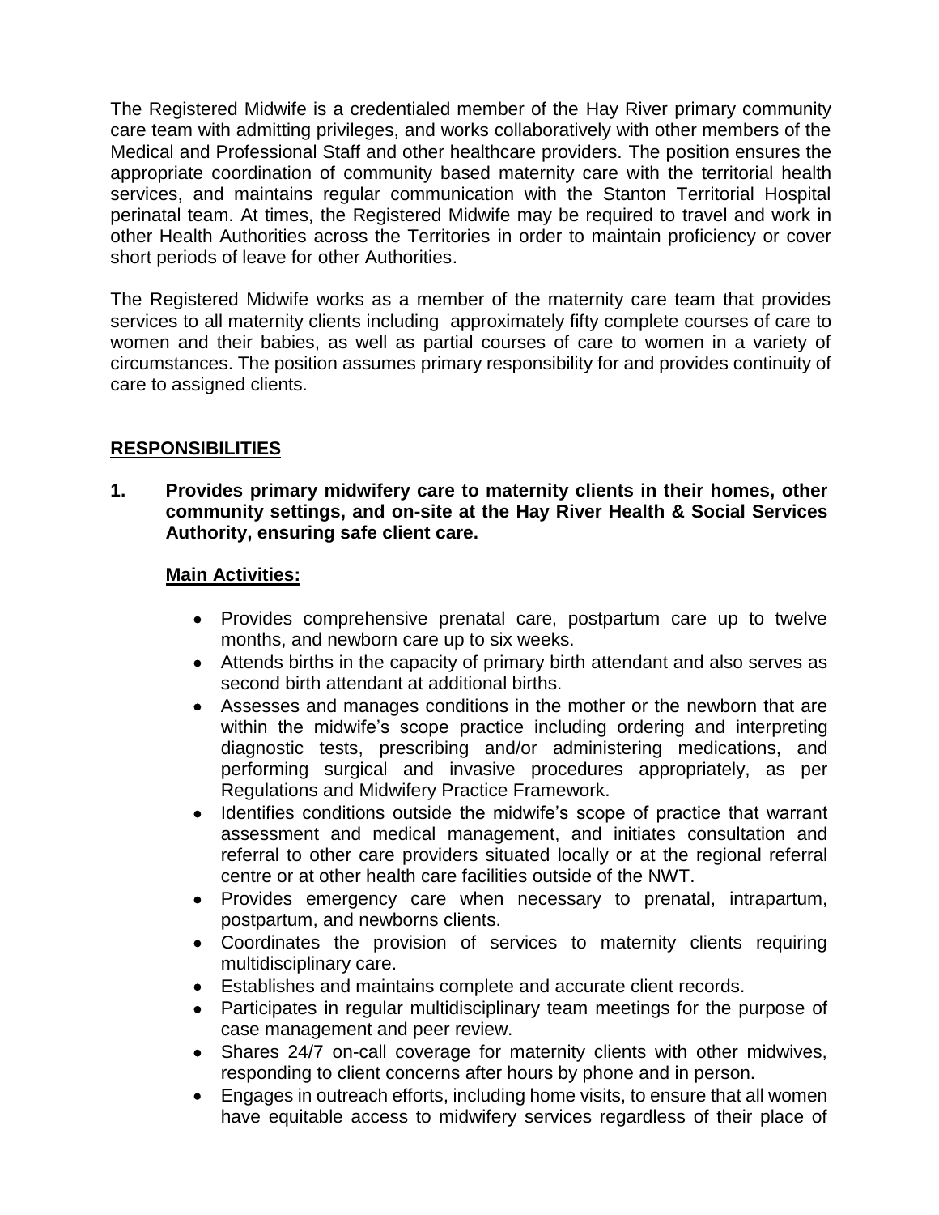The Registered Midwife is a credentialed member of the Hay River primary community care team with admitting privileges, and works collaboratively with other members of the Medical and Professional Staff and other healthcare providers. The position ensures the appropriate coordination of community based maternity care with the territorial health services, and maintains regular communication with the Stanton Territorial Hospital perinatal team. At times, the Registered Midwife may be required to travel and work in other Health Authorities across the Territories in order to maintain proficiency or cover short periods of leave for other Authorities.

The Registered Midwife works as a member of the maternity care team that provides services to all maternity clients including approximately fifty complete courses of care to women and their babies, as well as partial courses of care to women in a variety of circumstances. The position assumes primary responsibility for and provides continuity of care to assigned clients.

## RESPONSIBILITIES

**1. Provides primary midwifery care to maternity clients in their homes, other community settings, and on-site at the Hay River Health & Social Services Authority, ensuring safe client care.**

**Main Activities:**

- Provides comprehensive prenatal care, postpartum care up to twelve months, and newborn care up to six weeks.
- Attends births in the capacity of primary birth attendant and also serves as second birth attendant at additional births.
- Assesses and manages conditions in the mother or the newborn that are within the midwife's scope practice including ordering and interpreting diagnostic tests, prescribing and/or administering medications, and performing surgical and invasive procedures appropriately, as per Regulations and Midwifery Practice Framework.
- Identifies conditions outside the midwife's scope of practice that warrant assessment and medical management, and initiates consultation and referral to other care providers situated locally or at the regional referral centre or at other health care facilities outside of the NWT.
- Provides emergency care when necessary to prenatal, intrapartum, postpartum, and newborns clients.
- Coordinates the provision of services to maternity clients requiring multidisciplinary care.
- Establishes and maintains complete and accurate client records.
- Participates in regular multidisciplinary team meetings for the purpose of case management and peer review.
- Shares 24/7 on-call coverage for maternity clients with other midwives, responding to client concerns after hours by phone and in person.
- Engages in outreach efforts, including home visits, to ensure that all women have equitable access to midwifery services regardless of their place of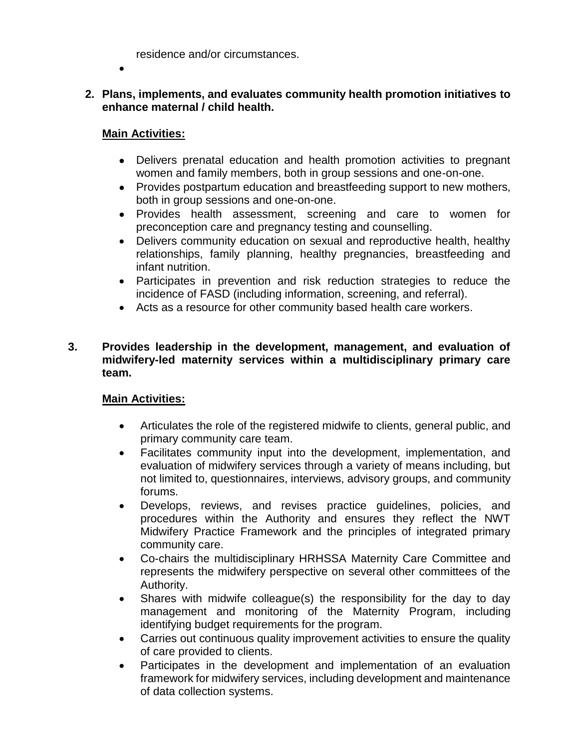residence and/or circumstances.

- 

2. **Plans, implements, and evaluates community health promotion initiatives to enhance maternal / child health.**

   **Main Activities:**

   - Delivers prenatal education and health promotion activities to pregnant women and family members, both in group sessions and one-on-one.
   - Provides postpartum education and breastfeeding support to new mothers, both in group sessions and one-on-one.
   - Provides health assessment, screening and care to women for preconception care and pregnancy testing and counselling.
   - Delivers community education on sexual and reproductive health, healthy relationships, family planning, healthy pregnancies, breastfeeding and infant nutrition.
   - Participates in prevention and risk reduction strategies to reduce the incidence of FASD (including information, screening, and referral).
   - Acts as a resource for other community based health care workers.

3. **Provides leadership in the development, management, and evaluation of midwifery-led maternity services within a multidisciplinary primary care team.**

   **Main Activities:**

   - Articulates the role of the registered midwife to clients, general public, and primary community care team.
   - Facilitates community input into the development, implementation, and evaluation of midwifery services through a variety of means including, but not limited to, questionnaires, interviews, advisory groups, and community forums.
   - Develops, reviews, and revises practice guidelines, policies, and procedures within the Authority and ensures they reflect the NWT Midwifery Practice Framework and the principles of integrated primary community care.
   - Co-chairs the multidisciplinary HRHSSA Maternity Care Committee and represents the midwifery perspective on several other committees of the Authority.
   - Shares with midwife colleague(s) the responsibility for the day to day management and monitoring of the Maternity Program, including identifying budget requirements for the program.
   - Carries out continuous quality improvement activities to ensure the quality of care provided to clients.
   - Participates in the development and implementation of an evaluation framework for midwifery services, including development and maintenance of data collection systems.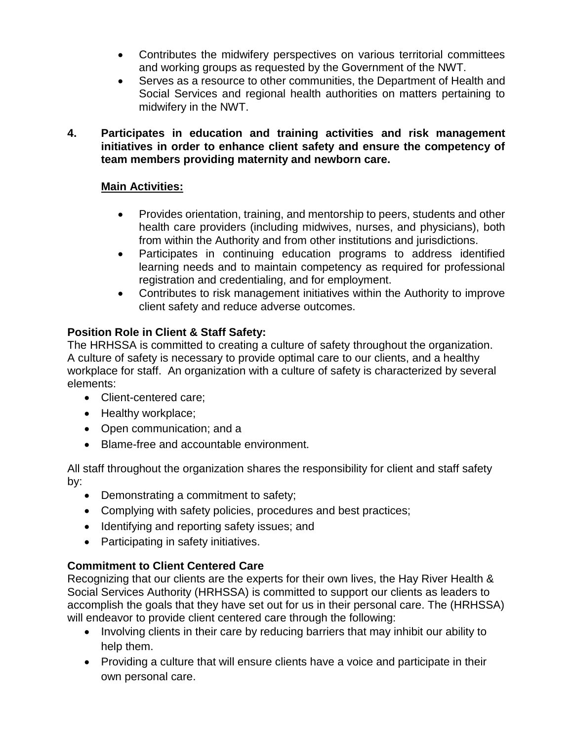- Contributes the midwifery perspectives on various territorial committees and working groups as requested by the Government of the NWT.
- Serves as a resource to other communities, the Department of Health and Social Services and regional health authorities on matters pertaining to midwifery in the NWT.

**4. Participates in education and training activities and risk management initiatives in order to enhance client safety and ensure the competency of team members providing maternity and newborn care.**

**Main Activities:**

- Provides orientation, training, and mentorship to peers, students and other health care providers (including midwives, nurses, and physicians), both from within the Authority and from other institutions and jurisdictions.
- Participates in continuing education programs to address identified learning needs and to maintain competency as required for professional registration and credentialing, and for employment.
- Contributes to risk management initiatives within the Authority to improve client safety and reduce adverse outcomes.

**Position Role in Client & Staff Safety:**

The HRHSSA is committed to creating a culture of safety throughout the organization. A culture of safety is necessary to provide optimal care to our clients, and a healthy workplace for staff. An organization with a culture of safety is characterized by several elements:

- Client-centered care;
- Healthy workplace;
- Open communication; and a
- Blame-free and accountable environment.

All staff throughout the organization shares the responsibility for client and staff safety by:

- Demonstrating a commitment to safety;
- Complying with safety policies, procedures and best practices;
- Identifying and reporting safety issues; and
- Participating in safety initiatives.

**Commitment to Client Centered Care**

Recognizing that our clients are the experts for their own lives, the Hay River Health & Social Services Authority (HRHSSA) is committed to support our clients as leaders to accomplish the goals that they have set out for us in their personal care. The (HRHSSA) will endeavor to provide client centered care through the following:

- Involving clients in their care by reducing barriers that may inhibit our ability to help them.
- Providing a culture that will ensure clients have a voice and participate in their own personal care.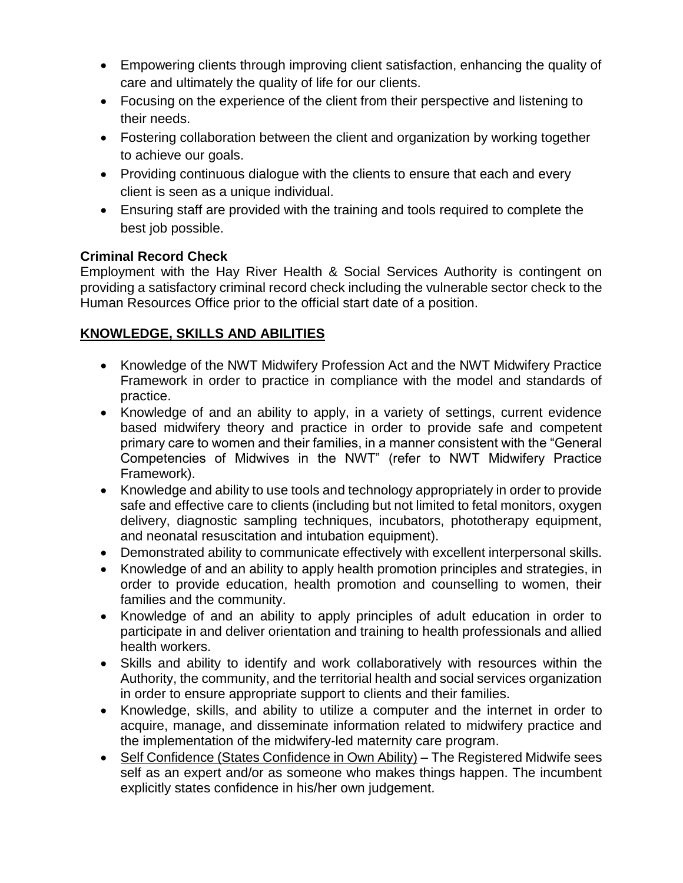- Empowering clients through improving client satisfaction, enhancing the quality of care and ultimately the quality of life for our clients.
- Focusing on the experience of the client from their perspective and listening to their needs.
- Fostering collaboration between the client and organization by working together to achieve our goals.
- Providing continuous dialogue with the clients to ensure that each and every client is seen as a unique individual.
- Ensuring staff are provided with the training and tools required to complete the best job possible.

**Criminal Record Check**

Employment with the Hay River Health & Social Services Authority is contingent on providing a satisfactory criminal record check including the vulnerable sector check to the Human Resources Office prior to the official start date of a position.

## <u>KNOWLEDGE, SKILLS AND ABILITIES</u>

- Knowledge of the NWT Midwifery Profession Act and the NWT Midwifery Practice Framework in order to practice in compliance with the model and standards of practice.
- Knowledge of and an ability to apply, in a variety of settings, current evidence based midwifery theory and practice in order to provide safe and competent primary care to women and their families, in a manner consistent with the "General Competencies of Midwives in the NWT" (refer to NWT Midwifery Practice Framework).
- Knowledge and ability to use tools and technology appropriately in order to provide safe and effective care to clients (including but not limited to fetal monitors, oxygen delivery, diagnostic sampling techniques, incubators, phototherapy equipment, and neonatal resuscitation and intubation equipment).
- Demonstrated ability to communicate effectively with excellent interpersonal skills.
- Knowledge of and an ability to apply health promotion principles and strategies, in order to provide education, health promotion and counselling to women, their families and the community.
- Knowledge of and an ability to apply principles of adult education in order to participate in and deliver orientation and training to health professionals and allied health workers.
- Skills and ability to identify and work collaboratively with resources within the Authority, the community, and the territorial health and social services organization in order to ensure appropriate support to clients and their families.
- Knowledge, skills, and ability to utilize a computer and the internet in order to acquire, manage, and disseminate information related to midwifery practice and the implementation of the midwifery-led maternity care program.
- <u>Self Confidence (States Confidence in Own Ability)</u> – The Registered Midwife sees self as an expert and/or as someone who makes things happen. The incumbent explicitly states confidence in his/her own judgement.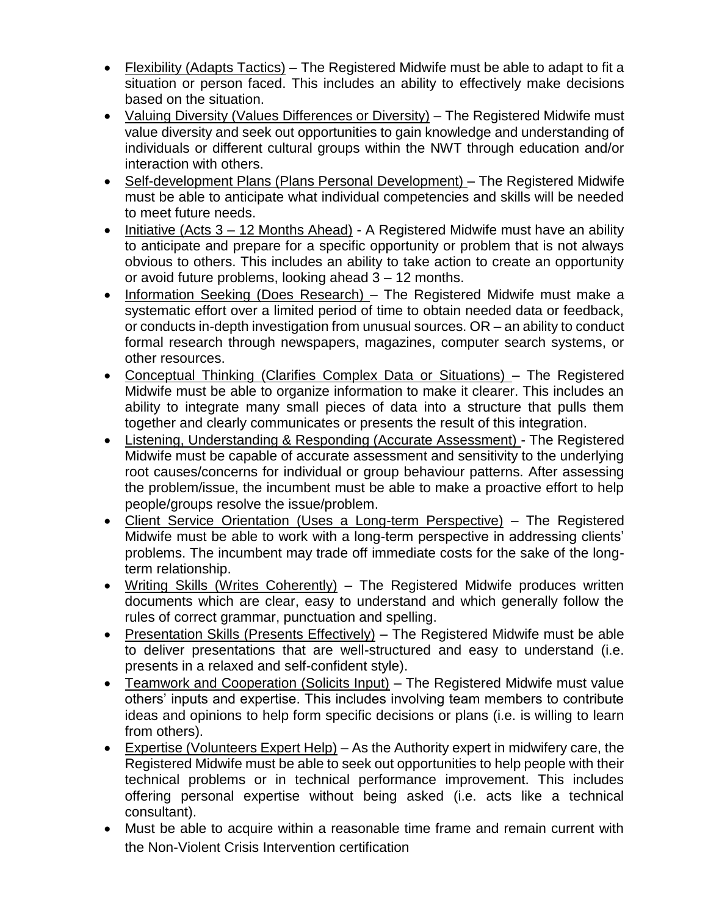- Flexibility (Adapts Tactics) – The Registered Midwife must be able to adapt to fit a situation or person faced. This includes an ability to effectively make decisions based on the situation.
- Valuing Diversity (Values Differences or Diversity) – The Registered Midwife must value diversity and seek out opportunities to gain knowledge and understanding of individuals or different cultural groups within the NWT through education and/or interaction with others.
- Self-development Plans (Plans Personal Development) – The Registered Midwife must be able to anticipate what individual competencies and skills will be needed to meet future needs.
- Initiative (Acts 3 – 12 Months Ahead) - A Registered Midwife must have an ability to anticipate and prepare for a specific opportunity or problem that is not always obvious to others. This includes an ability to take action to create an opportunity or avoid future problems, looking ahead 3 – 12 months.
- Information Seeking (Does Research) – The Registered Midwife must make a systematic effort over a limited period of time to obtain needed data or feedback, or conducts in-depth investigation from unusual sources. OR – an ability to conduct formal research through newspapers, magazines, computer search systems, or other resources.
- Conceptual Thinking (Clarifies Complex Data or Situations) – The Registered Midwife must be able to organize information to make it clearer. This includes an ability to integrate many small pieces of data into a structure that pulls them together and clearly communicates or presents the result of this integration.
- Listening, Understanding & Responding (Accurate Assessment) - The Registered Midwife must be capable of accurate assessment and sensitivity to the underlying root causes/concerns for individual or group behaviour patterns. After assessing the problem/issue, the incumbent must be able to make a proactive effort to help people/groups resolve the issue/problem.
- Client Service Orientation (Uses a Long-term Perspective) – The Registered Midwife must be able to work with a long-term perspective in addressing clients' problems. The incumbent may trade off immediate costs for the sake of the long-term relationship.
- Writing Skills (Writes Coherently) – The Registered Midwife produces written documents which are clear, easy to understand and which generally follow the rules of correct grammar, punctuation and spelling.
- Presentation Skills (Presents Effectively) – The Registered Midwife must be able to deliver presentations that are well-structured and easy to understand (i.e. presents in a relaxed and self-confident style).
- Teamwork and Cooperation (Solicits Input) – The Registered Midwife must value others' inputs and expertise. This includes involving team members to contribute ideas and opinions to help form specific decisions or plans (i.e. is willing to learn from others).
- Expertise (Volunteers Expert Help) – As the Authority expert in midwifery care, the Registered Midwife must be able to seek out opportunities to help people with their technical problems or in technical performance improvement. This includes offering personal expertise without being asked (i.e. acts like a technical consultant).
- Must be able to acquire within a reasonable time frame and remain current with the Non-Violent Crisis Intervention certification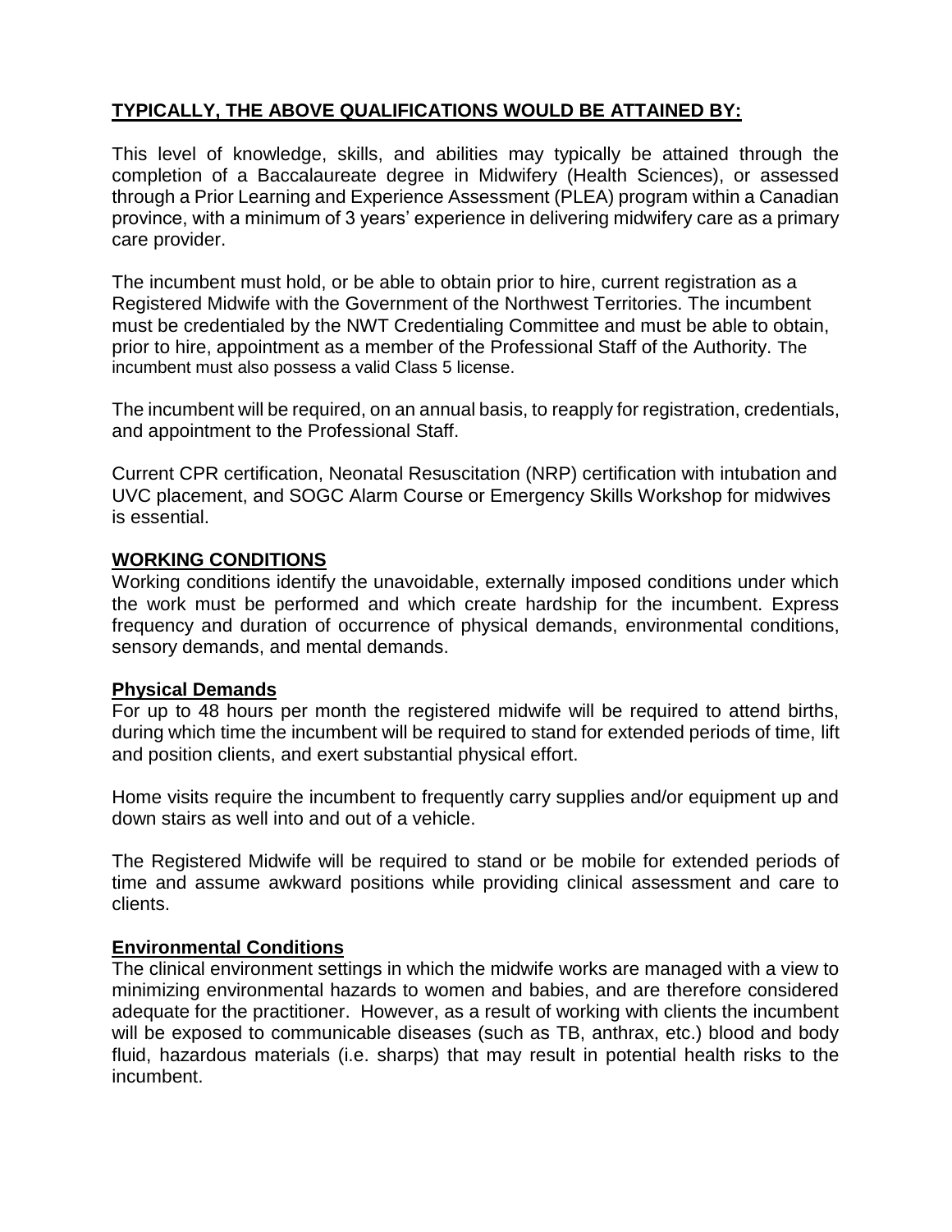**TYPICALLY, THE ABOVE QUALIFICATIONS WOULD BE ATTAINED BY:**

This level of knowledge, skills, and abilities may typically be attained through the completion of a Baccalaureate degree in Midwifery (Health Sciences), or assessed through a Prior Learning and Experience Assessment (PLEA) program within a Canadian province, with a minimum of 3 years' experience in delivering midwifery care as a primary care provider.

The incumbent must hold, or be able to obtain prior to hire, current registration as a Registered Midwife with the Government of the Northwest Territories. The incumbent must be credentialed by the NWT Credentialing Committee and must be able to obtain, prior to hire, appointment as a member of the Professional Staff of the Authority. The incumbent must also possess a valid Class 5 license.

The incumbent will be required, on an annual basis, to reapply for registration, credentials, and appointment to the Professional Staff.

Current CPR certification, Neonatal Resuscitation (NRP) certification with intubation and UVC placement, and SOGC Alarm Course or Emergency Skills Workshop for midwives is essential.

**WORKING CONDITIONS**

Working conditions identify the unavoidable, externally imposed conditions under which the work must be performed and which create hardship for the incumbent. Express frequency and duration of occurrence of physical demands, environmental conditions, sensory demands, and mental demands.

**Physical Demands**

For up to 48 hours per month the registered midwife will be required to attend births, during which time the incumbent will be required to stand for extended periods of time, lift and position clients, and exert substantial physical effort.

Home visits require the incumbent to frequently carry supplies and/or equipment up and down stairs as well into and out of a vehicle.

The Registered Midwife will be required to stand or be mobile for extended periods of time and assume awkward positions while providing clinical assessment and care to clients.

**Environmental Conditions**

The clinical environment settings in which the midwife works are managed with a view to minimizing environmental hazards to women and babies, and are therefore considered adequate for the practitioner. However, as a result of working with clients the incumbent will be exposed to communicable diseases (such as TB, anthrax, etc.) blood and body fluid, hazardous materials (i.e. sharps) that may result in potential health risks to the incumbent.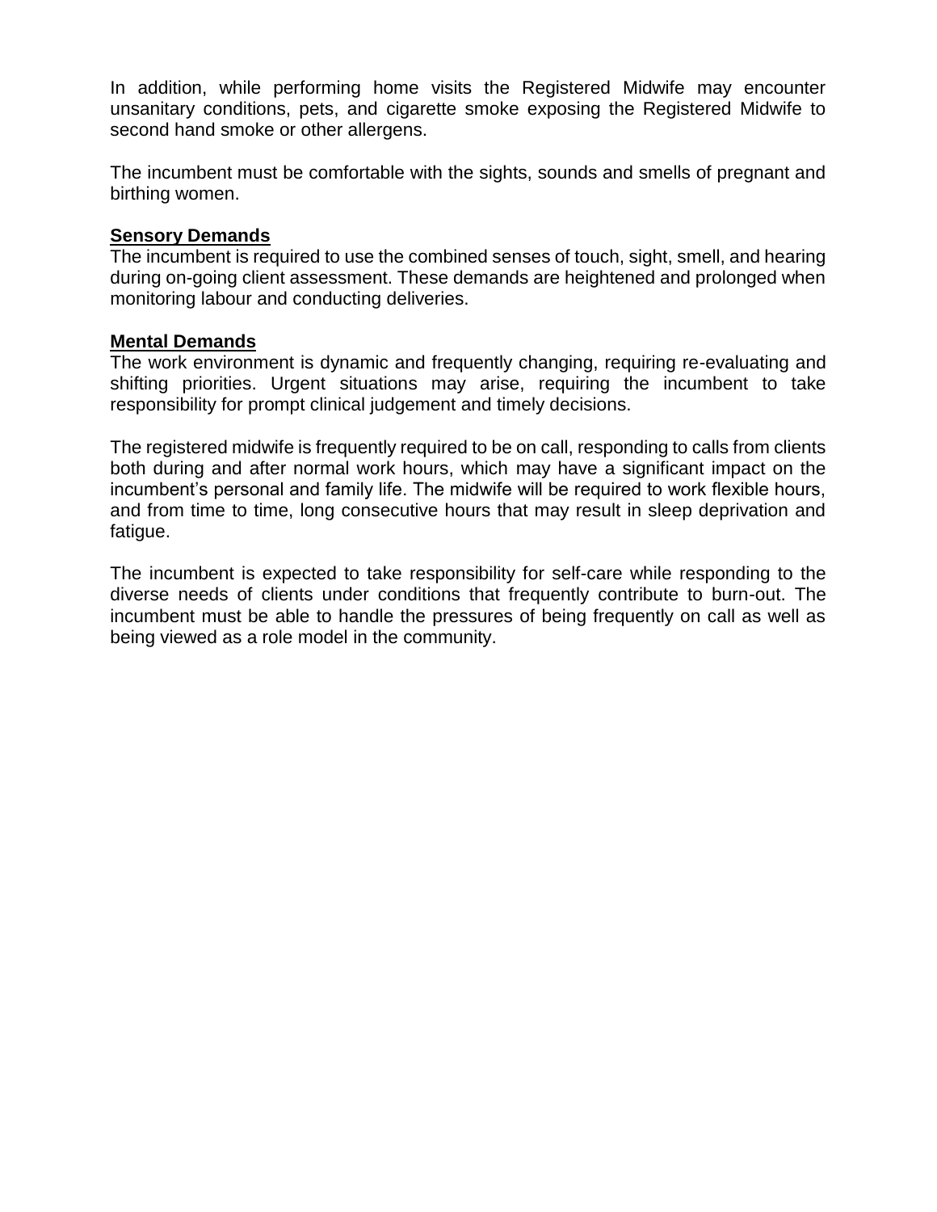In addition, while performing home visits the Registered Midwife may encounter unsanitary conditions, pets, and cigarette smoke exposing the Registered Midwife to second hand smoke or other allergens.

The incumbent must be comfortable with the sights, sounds and smells of pregnant and birthing women.

**Sensory Demands**

The incumbent is required to use the combined senses of touch, sight, smell, and hearing during on-going client assessment. These demands are heightened and prolonged when monitoring labour and conducting deliveries.

**Mental Demands**

The work environment is dynamic and frequently changing, requiring re-evaluating and shifting priorities. Urgent situations may arise, requiring the incumbent to take responsibility for prompt clinical judgement and timely decisions.

The registered midwife is frequently required to be on call, responding to calls from clients both during and after normal work hours, which may have a significant impact on the incumbent's personal and family life. The midwife will be required to work flexible hours, and from time to time, long consecutive hours that may result in sleep deprivation and fatigue.

The incumbent is expected to take responsibility for self-care while responding to the diverse needs of clients under conditions that frequently contribute to burn-out. The incumbent must be able to handle the pressures of being frequently on call as well as being viewed as a role model in the community.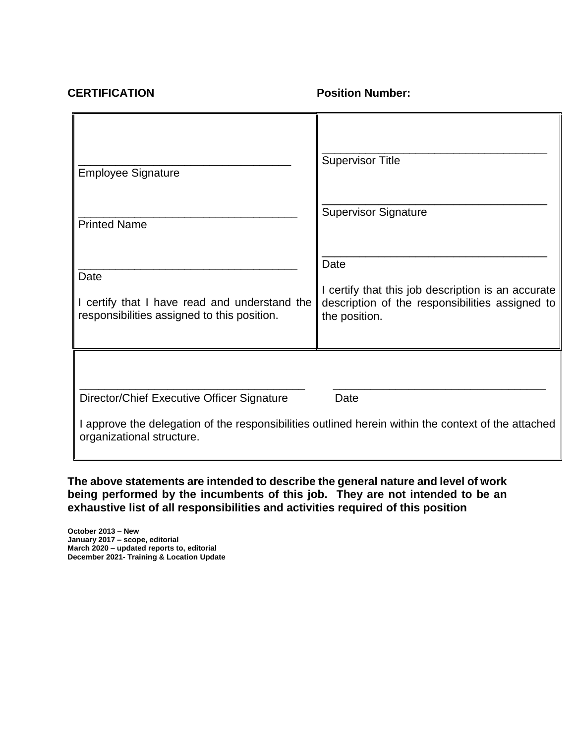**CERTIFICATION** **Position Number:**

| | |
|---|---|
| \_\_\_\_\_\_\_\_\_\_\_\_\_\_\_\_\_\_\_\_\_\_\_\_\_\_\_\_\_\_\_\_\_\_<br>Employee Signature<br><br>\_\_\_\_\_\_\_\_\_\_\_\_\_\_\_\_\_\_\_\_\_\_\_\_\_\_\_\_\_\_\_\_\_\_<br>Printed Name<br><br>\_\_\_\_\_\_\_\_\_\_\_\_\_\_\_\_\_\_\_\_\_\_\_\_\_\_\_\_\_\_\_\_\_\_<br>Date<br><br>I certify that I have read and understand the responsibilities assigned to this position. | \_\_\_\_\_\_\_\_\_\_\_\_\_\_\_\_\_\_\_\_\_\_\_\_\_\_\_\_\_\_\_\_\_\_<br>Supervisor Title<br><br>\_\_\_\_\_\_\_\_\_\_\_\_\_\_\_\_\_\_\_\_\_\_\_\_\_\_\_\_\_\_\_\_\_\_<br>Supervisor Signature<br><br>\_\_\_\_\_\_\_\_\_\_\_\_\_\_\_\_\_\_\_\_\_\_\_\_\_\_\_\_\_\_\_\_\_\_<br>Date<br><br>I certify that this job description is an accurate description of the responsibilities assigned to the position. |

| | |
|---|---|
| \_\_\_\_\_\_\_\_\_\_\_\_\_\_\_\_\_\_\_\_\_\_\_\_\_\_\_\_\_\_\_\_\_\_<br>Director/Chief Executive Officer Signature | \_\_\_\_\_\_\_\_\_\_\_\_\_\_\_\_\_\_\_\_\_\_\_\_\_\_\_\_\_\_\_\_\_\_<br>Date |

I approve the delegation of the responsibilities outlined herein within the context of the attached organizational structure.

**The above statements are intended to describe the general nature and level of work being performed by the incumbents of this job. They are not intended to be an exhaustive list of all responsibilities and activities required of this position**

**October 2013 – New**
**January 2017 – scope, editorial**
**March 2020 – updated reports to, editorial**
**December 2021- Training & Location Update**